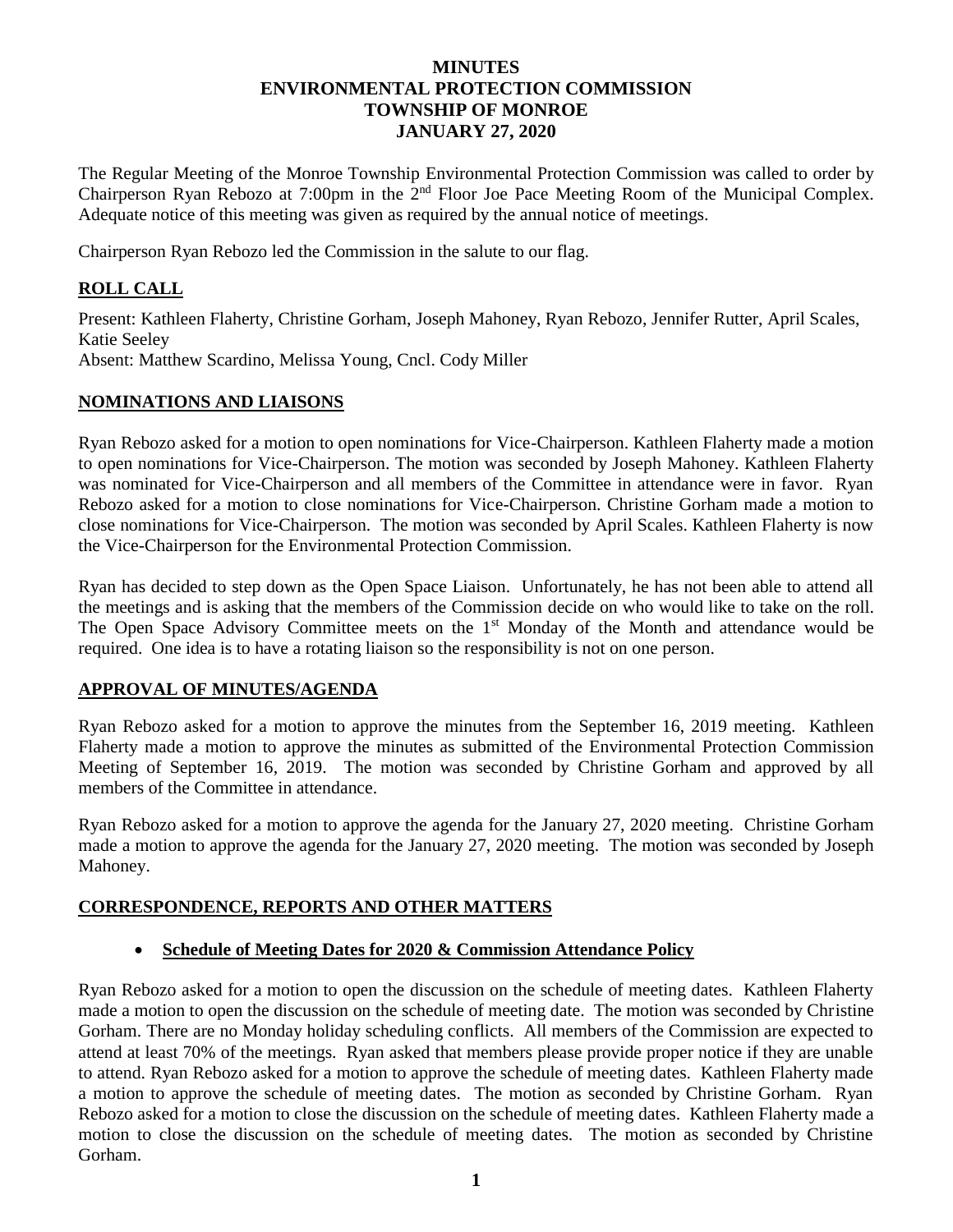# MINUTES
# ENVIRONMENTAL PROTECTION COMMISSION
# TOWNSHIP OF MONROE
# JANUARY 27, 2020

The Regular Meeting of the Monroe Township Environmental Protection Commission was called to order by Chairperson Ryan Rebozo at 7:00pm in the 2nd Floor Joe Pace Meeting Room of the Municipal Complex. Adequate notice of this meeting was given as required by the annual notice of meetings.

Chairperson Ryan Rebozo led the Commission in the salute to our flag.

## ROLL CALL

Present: Kathleen Flaherty, Christine Gorham, Joseph Mahoney, Ryan Rebozo, Jennifer Rutter, April Scales, Katie Seeley
Absent: Matthew Scardino, Melissa Young, Cncl. Cody Miller

## NOMINATIONS AND LIAISONS

Ryan Rebozo asked for a motion to open nominations for Vice-Chairperson. Kathleen Flaherty made a motion to open nominations for Vice-Chairperson. The motion was seconded by Joseph Mahoney. Kathleen Flaherty was nominated for Vice-Chairperson and all members of the Committee in attendance were in favor. Ryan Rebozo asked for a motion to close nominations for Vice-Chairperson. Christine Gorham made a motion to close nominations for Vice-Chairperson. The motion was seconded by April Scales. Kathleen Flaherty is now the Vice-Chairperson for the Environmental Protection Commission.

Ryan has decided to step down as the Open Space Liaison. Unfortunately, he has not been able to attend all the meetings and is asking that the members of the Commission decide on who would like to take on the roll. The Open Space Advisory Committee meets on the 1st Monday of the Month and attendance would be required. One idea is to have a rotating liaison so the responsibility is not on one person.

## APPROVAL OF MINUTES/AGENDA

Ryan Rebozo asked for a motion to approve the minutes from the September 16, 2019 meeting. Kathleen Flaherty made a motion to approve the minutes as submitted of the Environmental Protection Commission Meeting of September 16, 2019. The motion was seconded by Christine Gorham and approved by all members of the Committee in attendance.

Ryan Rebozo asked for a motion to approve the agenda for the January 27, 2020 meeting. Christine Gorham made a motion to approve the agenda for the January 27, 2020 meeting. The motion was seconded by Joseph Mahoney.

## CORRESPONDENCE, REPORTS AND OTHER MATTERS

- **Schedule of Meeting Dates for 2020 & Commission Attendance Policy**

Ryan Rebozo asked for a motion to open the discussion on the schedule of meeting dates. Kathleen Flaherty made a motion to open the discussion on the schedule of meeting date. The motion was seconded by Christine Gorham. There are no Monday holiday scheduling conflicts. All members of the Commission are expected to attend at least 70% of the meetings. Ryan asked that members please provide proper notice if they are unable to attend. Ryan Rebozo asked for a motion to approve the schedule of meeting dates. Kathleen Flaherty made a motion to approve the schedule of meeting dates. The motion as seconded by Christine Gorham. Ryan Rebozo asked for a motion to close the discussion on the schedule of meeting dates. Kathleen Flaherty made a motion to close the discussion on the schedule of meeting dates. The motion as seconded by Christine Gorham.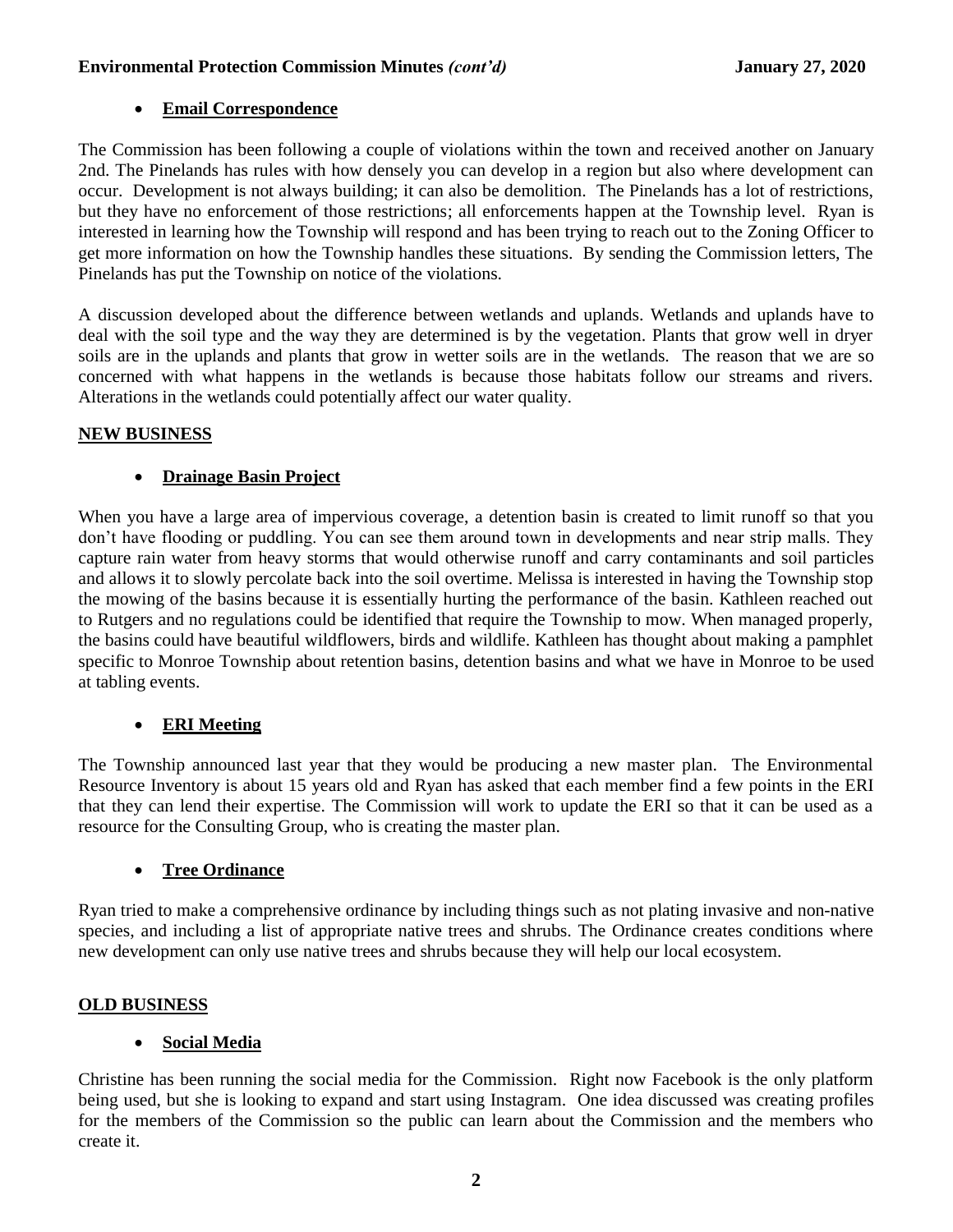- **Email Correspondence**

The Commission has been following a couple of violations within the town and received another on January 2nd. The Pinelands has rules with how densely you can develop in a region but also where development can occur. Development is not always building; it can also be demolition. The Pinelands has a lot of restrictions, but they have no enforcement of those restrictions; all enforcements happen at the Township level. Ryan is interested in learning how the Township will respond and has been trying to reach out to the Zoning Officer to get more information on how the Township handles these situations. By sending the Commission letters, The Pinelands has put the Township on notice of the violations.

A discussion developed about the difference between wetlands and uplands. Wetlands and uplands have to deal with the soil type and the way they are determined is by the vegetation. Plants that grow well in dryer soils are in the uplands and plants that grow in wetter soils are in the wetlands. The reason that we are so concerned with what happens in the wetlands is because those habitats follow our streams and rivers. Alterations in the wetlands could potentially affect our water quality.

**NEW BUSINESS**

- **Drainage Basin Project**

When you have a large area of impervious coverage, a detention basin is created to limit runoff so that you don't have flooding or puddling. You can see them around town in developments and near strip malls. They capture rain water from heavy storms that would otherwise runoff and carry contaminants and soil particles and allows it to slowly percolate back into the soil overtime. Melissa is interested in having the Township stop the mowing of the basins because it is essentially hurting the performance of the basin. Kathleen reached out to Rutgers and no regulations could be identified that require the Township to mow. When managed properly, the basins could have beautiful wildflowers, birds and wildlife. Kathleen has thought about making a pamphlet specific to Monroe Township about retention basins, detention basins and what we have in Monroe to be used at tabling events.

- **ERI Meeting**

The Township announced last year that they would be producing a new master plan. The Environmental Resource Inventory is about 15 years old and Ryan has asked that each member find a few points in the ERI that they can lend their expertise. The Commission will work to update the ERI so that it can be used as a resource for the Consulting Group, who is creating the master plan.

- **Tree Ordinance**

Ryan tried to make a comprehensive ordinance by including things such as not plating invasive and non-native species, and including a list of appropriate native trees and shrubs. The Ordinance creates conditions where new development can only use native trees and shrubs because they will help our local ecosystem.

**OLD BUSINESS**

- **Social Media**

Christine has been running the social media for the Commission. Right now Facebook is the only platform being used, but she is looking to expand and start using Instagram. One idea discussed was creating profiles for the members of the Commission so the public can learn about the Commission and the members who create it.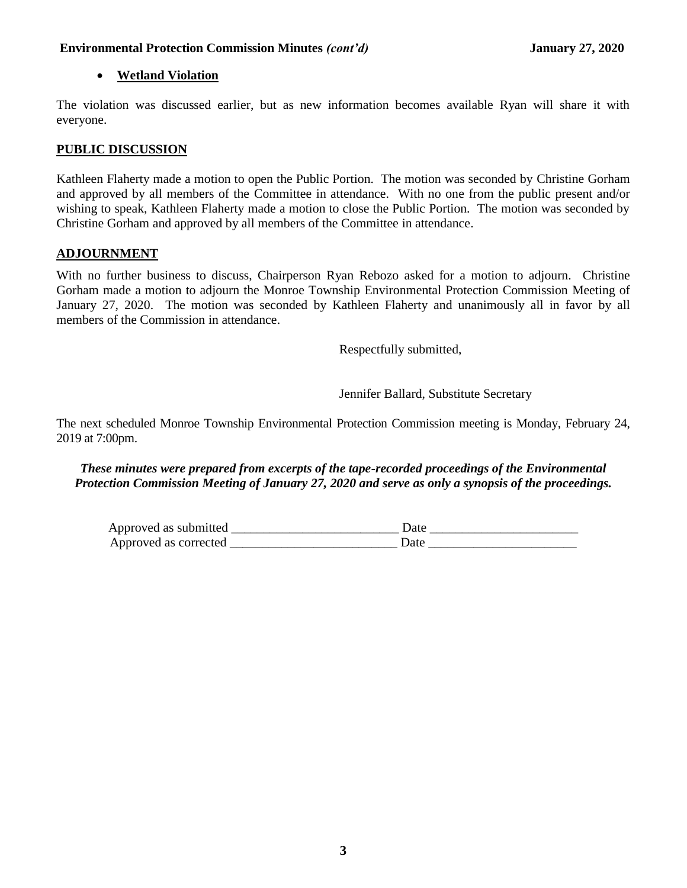- **Wetland Violation**

The violation was discussed earlier, but as new information becomes available Ryan will share it with everyone.

## PUBLIC DISCUSSION

Kathleen Flaherty made a motion to open the Public Portion. The motion was seconded by Christine Gorham and approved by all members of the Committee in attendance. With no one from the public present and/or wishing to speak, Kathleen Flaherty made a motion to close the Public Portion. The motion was seconded by Christine Gorham and approved by all members of the Committee in attendance.

## ADJOURNMENT

With no further business to discuss, Chairperson Ryan Rebozo asked for a motion to adjourn. Christine Gorham made a motion to adjourn the Monroe Township Environmental Protection Commission Meeting of January 27, 2020. The motion was seconded by Kathleen Flaherty and unanimously all in favor by all members of the Commission in attendance.

Respectfully submitted,

Jennifer Ballard, Substitute Secretary

The next scheduled Monroe Township Environmental Protection Commission meeting is Monday, February 24, 2019 at 7:00pm.

***These minutes were prepared from excerpts of the tape-recorded proceedings of the Environmental Protection Commission Meeting of January 27, 2020 and serve as only a synopsis of the proceedings.***

Approved as submitted __________________________ Date _______________________

Approved as corrected __________________________ Date _______________________